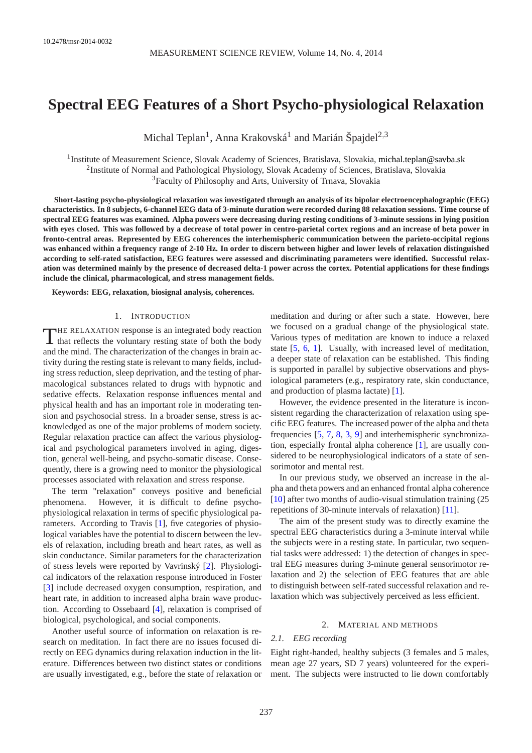10.2478/msr-2014-0032

# Spectral EEG Features of a Short Psycho-physiological Relaxation

Michal Teplan[1], Anna Krakovská[1] and Marián Špajdel[2,3]

[1]Institute of Measurement Science, Slovak Academy of Sciences, Bratislava, Slovakia, michal.teplan@savba.sk
[2]Institute of Normal and Pathological Physiology, Slovak Academy of Sciences, Bratislava, Slovakia
[3]Faculty of Philosophy and Arts, University of Trnava, Slovakia

**Short-lasting psycho-physiological relaxation was investigated through an analysis of its bipolar electroencephalographic (EEG) characteristics. In 8 subjects, 6-channel EEG data of 3-minute duration were recorded during 88 relaxation sessions. Time course of spectral EEG features was examined. Alpha powers were decreasing during resting conditions of 3-minute sessions in lying position with eyes closed. This was followed by a decrease of total power in centro-parietal cortex regions and an increase of beta power in fronto-central areas. Represented by EEG coherences the interhemispheric communication between the parieto-occipital regions was enhanced within a frequency range of 2-10 Hz. In order to discern between higher and lower levels of relaxation distinguished according to self-rated satisfaction, EEG features were assessed and discriminating parameters were identified. Successful relaxation was determined mainly by the presence of decreased delta-1 power across the cortex. Potential applications for these findings include the clinical, pharmacological, and stress management fields.**

**Keywords: EEG, relaxation, biosignal analysis, coherences.**

## 1. Introduction

The relaxation response is an integrated body reaction that reflects the voluntary resting state of both the body and the mind. The characterization of the changes in brain activity during the resting state is relevant to many fields, including stress reduction, sleep deprivation, and the testing of pharmacological substances related to drugs with hypnotic and sedative effects. Relaxation response influences mental and physical health and has an important role in moderating tension and psychosocial stress. In a broader sense, stress is acknowledged as one of the major problems of modern society. Regular relaxation practice can affect the various physiological and psychological parameters involved in aging, digestion, general well-being, and psycho-somatic disease. Consequently, there is a growing need to monitor the physiological processes associated with relaxation and stress response.

The term "relaxation" conveys positive and beneficial phenomena. However, it is difficult to define psycho-physiological relaxation in terms of specific physiological parameters. According to Travis [1], five categories of physiological variables have the potential to discern between the levels of relaxation, including breath and heart rates, as well as skin conductance. Similar parameters for the characterization of stress levels were reported by Vavrinský [2]. Physiological indicators of the relaxation response introduced in Foster [3] include decreased oxygen consumption, respiration, and heart rate, in addition to increased alpha brain wave production. According to Ossebaard [4], relaxation is comprised of biological, psychological, and social components.

Another useful source of information on relaxation is research on meditation. In fact there are no issues focused directly on EEG dynamics during relaxation induction in the literature. Differences between two distinct states or conditions are usually investigated, e.g., before the state of relaxation or meditation and during or after such a state. However, here we focused on a gradual change of the physiological state. Various types of meditation are known to induce a relaxed state [5, 6, 1]. Usually, with increased level of meditation, a deeper state of relaxation can be established. This finding is supported in parallel by subjective observations and physiological parameters (e.g., respiratory rate, skin conductance, and production of plasma lactate) [1].

However, the evidence presented in the literature is inconsistent regarding the characterization of relaxation using specific EEG features. The increased power of the alpha and theta frequencies [5, 7, 8, 3, 9] and interhemispheric synchronization, especially frontal alpha coherence [1], are usually considered to be neurophysiological indicators of a state of sensorimotor and mental rest.

In our previous study, we observed an increase in the alpha and theta powers and an enhanced frontal alpha coherence [10] after two months of audio-visual stimulation training (25 repetitions of 30-minute intervals of relaxation) [11].

The aim of the present study was to directly examine the spectral EEG characteristics during a 3-minute interval while the subjects were in a resting state. In particular, two sequential tasks were addressed: 1) the detection of changes in spectral EEG measures during 3-minute general sensorimotor relaxation and 2) the selection of EEG features that are able to distinguish between self-rated successful relaxation and relaxation which was subjectively perceived as less efficient.

## 2. Material and methods

### 2.1. EEG recording

Eight right-handed, healthy subjects (3 females and 5 males, mean age 27 years, SD 7 years) volunteered for the experiment. The subjects were instructed to lie down comfortably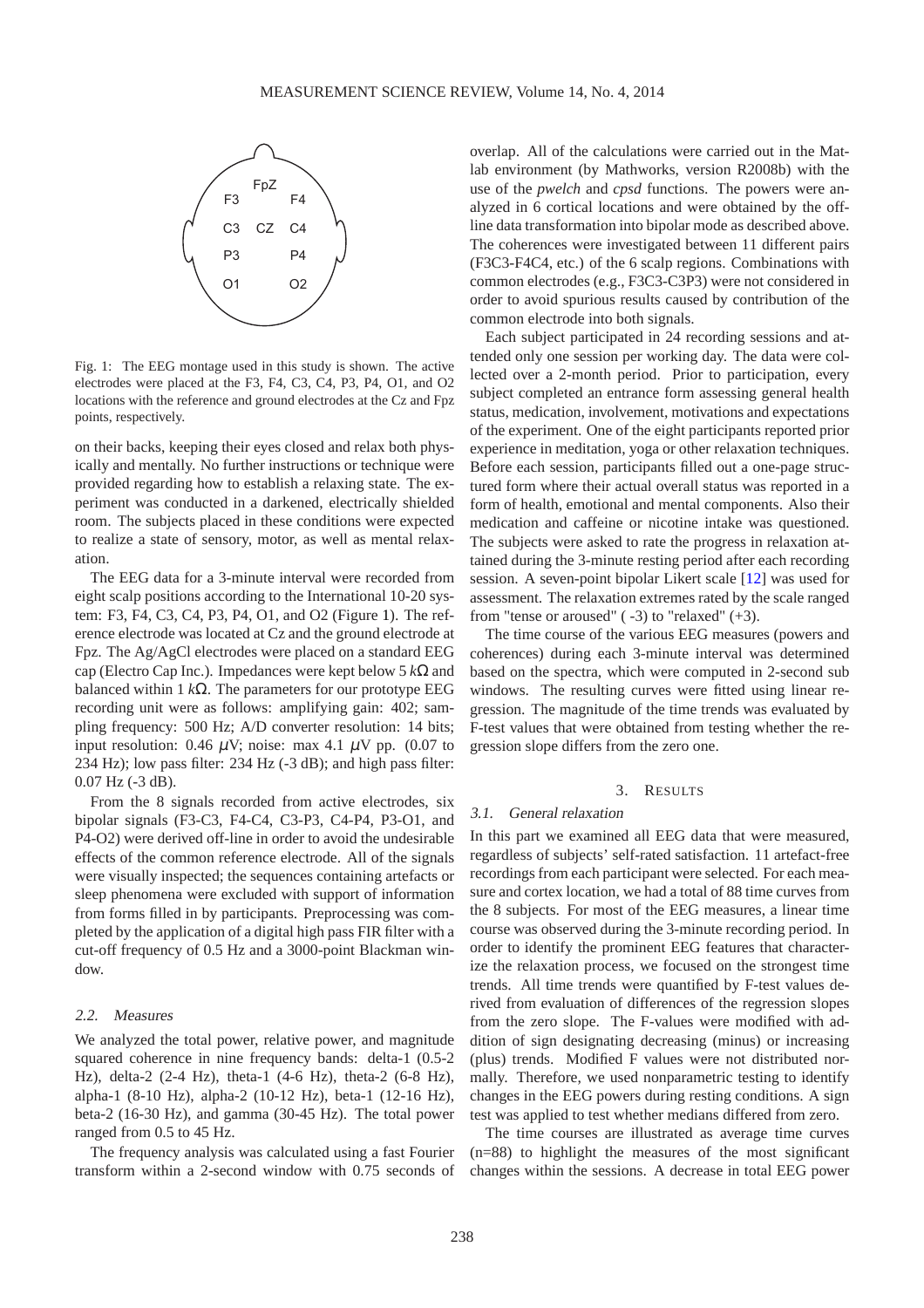Fig. 1: The EEG montage used in this study is shown. The active electrodes were placed at the F3, F4, C3, C4, P3, P4, O1, and O2 locations with the reference and ground electrodes at the Cz and Fpz points, respectively.

on their backs, keeping their eyes closed and relax both physically and mentally. No further instructions or technique were provided regarding how to establish a relaxing state. The experiment was conducted in a darkened, electrically shielded room. The subjects placed in these conditions were expected to realize a state of sensory, motor, as well as mental relaxation.

The EEG data for a 3-minute interval were recorded from eight scalp positions according to the International 10-20 system: F3, F4, C3, C4, P3, P4, O1, and O2 (Figure 1). The reference electrode was located at Cz and the ground electrode at Fpz. The Ag/AgCl electrodes were placed on a standard EEG cap (Electro Cap Inc.). Impedances were kept below 5 $k\Omega$ and balanced within 1 $k\Omega$. The parameters for our prototype EEG recording unit were as follows: amplifying gain: 402; sampling frequency: 500 Hz; A/D converter resolution: 14 bits; input resolution: 0.46 $\mu$V; noise: max 4.1 $\mu$V pp. (0.07 to 234 Hz); low pass filter: 234 Hz (-3 dB); and high pass filter: 0.07 Hz (-3 dB).

From the 8 signals recorded from active electrodes, six bipolar signals (F3-C3, F4-C4, C3-P3, C4-P4, P3-O1, and P4-O2) were derived off-line in order to avoid the undesirable effects of the common reference electrode. All of the signals were visually inspected; the sequences containing artefacts or sleep phenomena were excluded with support of information from forms filled in by participants. Preprocessing was completed by the application of a digital high pass FIR filter with a cut-off frequency of 0.5 Hz and a 3000-point Blackman window.

### 2.2. Measures

We analyzed the total power, relative power, and magnitude squared coherence in nine frequency bands: delta-1 (0.5-2 Hz), delta-2 (2-4 Hz), theta-1 (4-6 Hz), theta-2 (6-8 Hz), alpha-1 (8-10 Hz), alpha-2 (10-12 Hz), beta-1 (12-16 Hz), beta-2 (16-30 Hz), and gamma (30-45 Hz). The total power ranged from 0.5 to 45 Hz.

The frequency analysis was calculated using a fast Fourier transform within a 2-second window with 0.75 seconds of overlap. All of the calculations were carried out in the Matlab environment (by Mathworks, version R2008b) with the use of the *pwelch* and *cpsd* functions. The powers were analyzed in 6 cortical locations and were obtained by the offline data transformation into bipolar mode as described above. The coherences were investigated between 11 different pairs (F3C3-F4C4, etc.) of the 6 scalp regions. Combinations with common electrodes (e.g., F3C3-C3P3) were not considered in order to avoid spurious results caused by contribution of the common electrode into both signals.

Each subject participated in 24 recording sessions and attended only one session per working day. The data were collected over a 2-month period. Prior to participation, every subject completed an entrance form assessing general health status, medication, involvement, motivations and expectations of the experiment. One of the eight participants reported prior experience in meditation, yoga or other relaxation techniques. Before each session, participants filled out a one-page structured form where their actual overall status was reported in a form of health, emotional and mental components. Also their medication and caffeine or nicotine intake was questioned. The subjects were asked to rate the progress in relaxation attained during the 3-minute resting period after each recording session. A seven-point bipolar Likert scale [12] was used for assessment. The relaxation extremes rated by the scale ranged from "tense or aroused" ( -3) to "relaxed" (+3).

The time course of the various EEG measures (powers and coherences) during each 3-minute interval was determined based on the spectra, which were computed in 2-second sub windows. The resulting curves were fitted using linear regression. The magnitude of the time trends was evaluated by F-test values that were obtained from testing whether the regression slope differs from the zero one.

## 3. Results

### 3.1. General relaxation

In this part we examined all EEG data that were measured, regardless of subjects' self-rated satisfaction. 11 artefact-free recordings from each participant were selected. For each measure and cortex location, we had a total of 88 time curves from the 8 subjects. For most of the EEG measures, a linear time course was observed during the 3-minute recording period. In order to identify the prominent EEG features that characterize the relaxation process, we focused on the strongest time trends. All time trends were quantified by F-test values derived from evaluation of differences of the regression slopes from the zero slope. The F-values were modified with addition of sign designating decreasing (minus) or increasing (plus) trends. Modified F values were not distributed normally. Therefore, we used nonparametric testing to identify changes in the EEG powers during resting conditions. A sign test was applied to test whether medians differed from zero.

The time courses are illustrated as average time curves (n=88) to highlight the measures of the most significant changes within the sessions. A decrease in total EEG power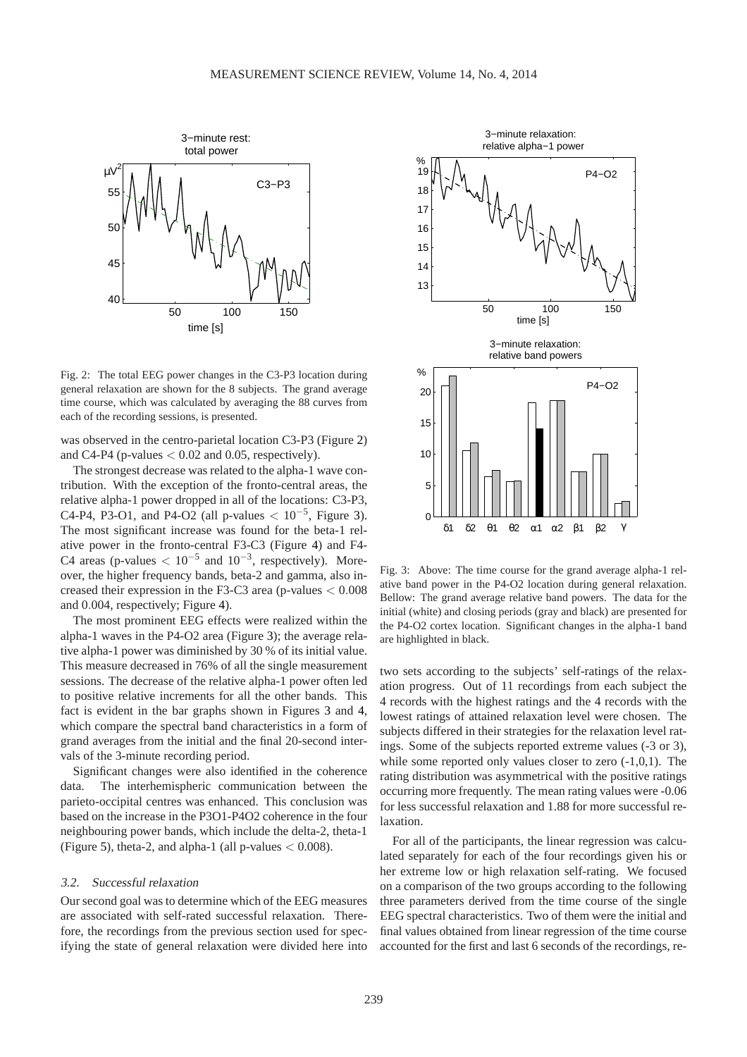Fig. 2: The total EEG power changes in the C3-P3 location during general relaxation are shown for the 8 subjects. The grand average time course, which was calculated by averaging the 88 curves from each of the recording sessions, is presented.

was observed in the centro-parietal location C3-P3 (Figure 2) and C4-P4 (p-values $< 0.02$ and 0.05, respectively).

The strongest decrease was related to the alpha-1 wave contribution. With the exception of the fronto-central areas, the relative alpha-1 power dropped in all of the locations: C3-P3, C4-P4, P3-O1, and P4-O2 (all p-values $< 10^{-5}$, Figure 3). The most significant increase was found for the beta-1 relative power in the fronto-central F3-C3 (Figure 4) and F4-C4 areas (p-values $< 10^{-5}$ and $10^{-3}$, respectively). Moreover, the higher frequency bands, beta-2 and gamma, also increased their expression in the F3-C3 area (p-values $< 0.008$ and 0.004, respectively; Figure 4).

The most prominent EEG effects were realized within the alpha-1 waves in the P4-O2 area (Figure 3); the average relative alpha-1 power was diminished by 30 % of its initial value. This measure decreased in 76% of all the single measurement sessions. The decrease of the relative alpha-1 power often led to positive relative increments for all the other bands. This fact is evident in the bar graphs shown in Figures 3 and 4, which compare the spectral band characteristics in a form of grand averages from the initial and the final 20-second intervals of the 3-minute recording period.

Significant changes were also identified in the coherence data. The interhemispheric communication between the parieto-occipital centres was enhanced. This conclusion was based on the increase in the P3O1-P4O2 coherence in the four neighbouring power bands, which include the delta-2, theta-1 (Figure 5), theta-2, and alpha-1 (all p-values $< 0.008$).

### 3.2. *Successful relaxation*

Our second goal was to determine which of the EEG measures are associated with self-rated successful relaxation. Therefore, the recordings from the previous section used for specifying the state of general relaxation were divided here into

Fig. 3: Above: The time course for the grand average alpha-1 relative band power in the P4-O2 location during general relaxation. Bellow: The grand average relative band powers. The data for the initial (white) and closing periods (gray and black) are presented for the P4-O2 cortex location. Significant changes in the alpha-1 band are highlighted in black.

two sets according to the subjects' self-ratings of the relaxation progress. Out of 11 recordings from each subject the 4 records with the highest ratings and the 4 records with the lowest ratings of attained relaxation level were chosen. The subjects differed in their strategies for the relaxation level ratings. Some of the subjects reported extreme values (-3 or 3), while some reported only values closer to zero (-1,0,1). The rating distribution was asymmetrical with the positive ratings occurring more frequently. The mean rating values were -0.06 for less successful relaxation and 1.88 for more successful relaxation.

For all of the participants, the linear regression was calculated separately for each of the four recordings given his or her extreme low or high relaxation self-rating. We focused on a comparison of the two groups according to the following three parameters derived from the time course of the single EEG spectral characteristics. Two of them were the initial and final values obtained from linear regression of the time course accounted for the first and last 6 seconds of the recordings, re-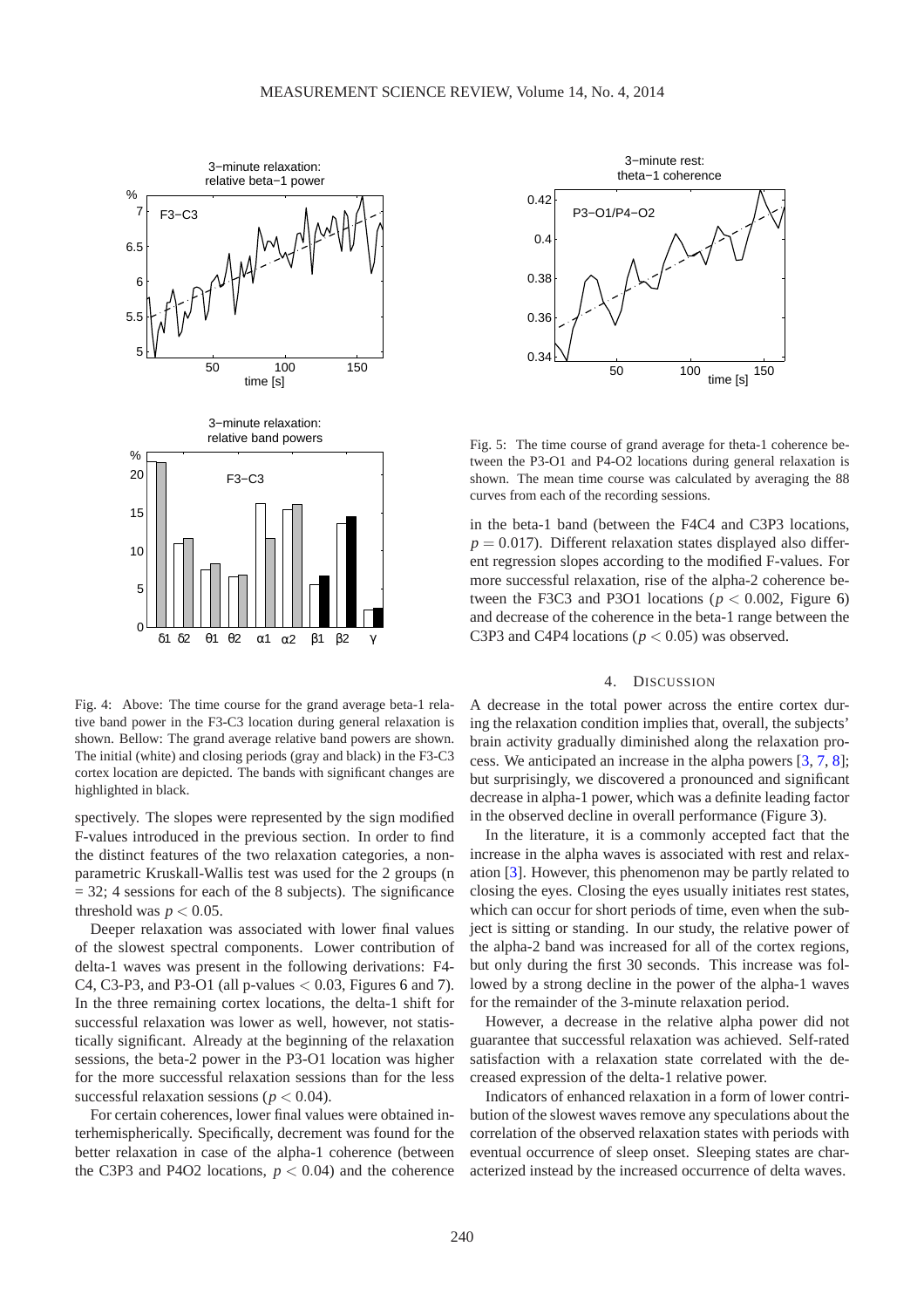Fig. 4: Above: The time course for the grand average beta-1 relative band power in the F3-C3 location during general relaxation is shown. Bellow: The grand average relative band powers are shown. The initial (white) and closing periods (gray and black) in the F3-C3 cortex location are depicted. The bands with significant changes are highlighted in black.

Fig. 5: The time course of grand average for theta-1 coherence between the P3-O1 and P4-O2 locations during general relaxation is shown. The mean time course was calculated by averaging the 88 curves from each of the recording sessions.

spectively. The slopes were represented by the sign modified F-values introduced in the previous section. In order to find the distinct features of the two relaxation categories, a non-parametric Kruskall-Wallis test was used for the 2 groups (n = 32; 4 sessions for each of the 8 subjects). The significance threshold was $p < 0.05$.

Deeper relaxation was associated with lower final values of the slowest spectral components. Lower contribution of delta-1 waves was present in the following derivations: F4-C4, C3-P3, and P3-O1 (all p-values $< 0.03$, Figures 6 and 7). In the three remaining cortex locations, the delta-1 shift for successful relaxation was lower as well, however, not statistically significant. Already at the beginning of the relaxation sessions, the beta-2 power in the P3-O1 location was higher for the more successful relaxation sessions than for the less successful relaxation sessions ($p < 0.04$).

For certain coherences, lower final values were obtained interhemispherically. Specifically, decrement was found for the better relaxation in case of the alpha-1 coherence (between the C3P3 and P4O2 locations, $p < 0.04$) and the coherence in the beta-1 band (between the F4C4 and C3P3 locations, $p = 0.017$). Different relaxation states displayed also different regression slopes according to the modified F-values. For more successful relaxation, rise of the alpha-2 coherence between the F3C3 and P3O1 locations ($p < 0.002$, Figure 6) and decrease of the coherence in the beta-1 range between the C3P3 and C4P4 locations ($p < 0.05$) was observed.

## 4. Discussion

A decrease in the total power across the entire cortex during the relaxation condition implies that, overall, the subjects' brain activity gradually diminished along the relaxation process. We anticipated an increase in the alpha powers [3, 7, 8]; but surprisingly, we discovered a pronounced and significant decrease in alpha-1 power, which was a definite leading factor in the observed decline in overall performance (Figure 3).

In the literature, it is a commonly accepted fact that the increase in the alpha waves is associated with rest and relaxation [3]. However, this phenomenon may be partly related to closing the eyes. Closing the eyes usually initiates rest states, which can occur for short periods of time, even when the subject is sitting or standing. In our study, the relative power of the alpha-2 band was increased for all of the cortex regions, but only during the first 30 seconds. This increase was followed by a strong decline in the power of the alpha-1 waves for the remainder of the 3-minute relaxation period.

However, a decrease in the relative alpha power did not guarantee that successful relaxation was achieved. Self-rated satisfaction with a relaxation state correlated with the decreased expression of the delta-1 relative power.

Indicators of enhanced relaxation in a form of lower contribution of the slowest waves remove any speculations about the correlation of the observed relaxation states with periods with eventual occurrence of sleep onset. Sleeping states are characterized instead by the increased occurrence of delta waves.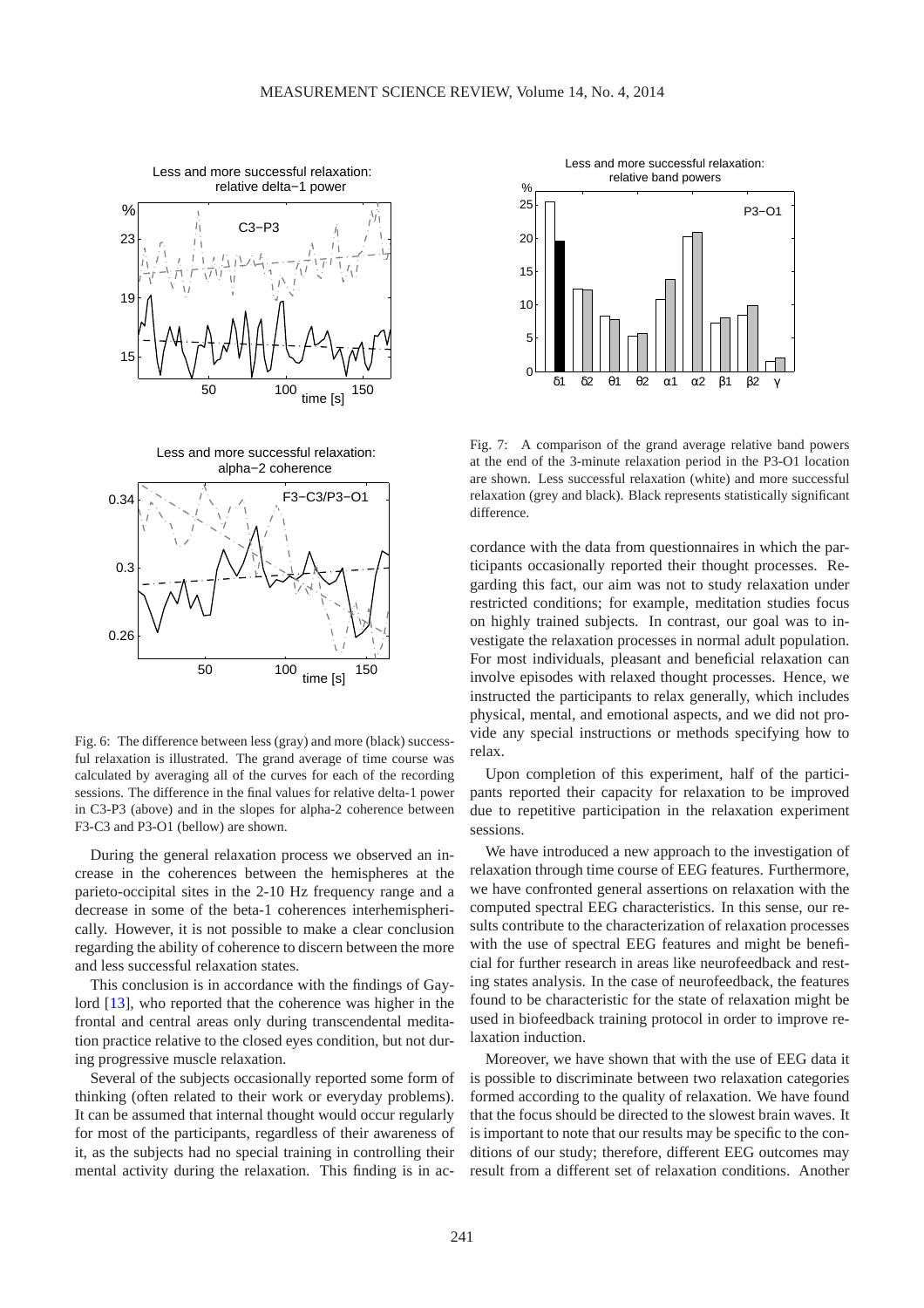Less and more successful relaxation:
relative delta−1 power

%

C3−P3

23

19

15

50

100

150

time [s]

Less and more successful relaxation:
alpha−2 coherence

F3−C3/P3−O1

0.34

0.3

0.26

50

100

150

time [s]

Fig. 6: The difference between less (gray) and more (black) successful relaxation is illustrated. The grand average of time course was calculated by averaging all of the curves for each of the recording sessions. The difference in the final values for relative delta-1 power in C3-P3 (above) and in the slopes for alpha-2 coherence between F3-C3 and P3-O1 (bellow) are shown.

During the general relaxation process we observed an increase in the coherences between the hemispheres at the parieto-occipital sites in the 2-10 Hz frequency range and a decrease in some of the beta-1 coherences interhemispherically. However, it is not possible to make a clear conclusion regarding the ability of coherence to discern between the more and less successful relaxation states.

This conclusion is in accordance with the findings of Gaylord [13], who reported that the coherence was higher in the frontal and central areas only during transcendental meditation practice relative to the closed eyes condition, but not during progressive muscle relaxation.

Several of the subjects occasionally reported some form of thinking (often related to their work or everyday problems). It can be assumed that internal thought would occur regularly for most of the participants, regardless of their awareness of it, as the subjects had no special training in controlling their mental activity during the relaxation. This finding is in accordance with the data from questionnaires in which the participants occasionally reported their thought processes. Regarding this fact, our aim was not to study relaxation under restricted conditions; for example, meditation studies focus on highly trained subjects. In contrast, our goal was to investigate the relaxation processes in normal adult population. For most individuals, pleasant and beneficial relaxation can involve episodes with relaxed thought processes. Hence, we instructed the participants to relax generally, which includes physical, mental, and emotional aspects, and we did not provide any special instructions or methods specifying how to relax.

Less and more successful relaxation:
relative band powers

%

P3−O1

25

20

15

10

5

0

δ1 δ2 θ1 θ2 α1 α2 β1 β2 γ

Fig. 7: A comparison of the grand average relative band powers at the end of the 3-minute relaxation period in the P3-O1 location are shown. Less successful relaxation (white) and more successful relaxation (grey and black). Black represents statistically significant difference.

Upon completion of this experiment, half of the participants reported their capacity for relaxation to be improved due to repetitive participation in the relaxation experiment sessions.

We have introduced a new approach to the investigation of relaxation through time course of EEG features. Furthermore, we have confronted general assertions on relaxation with the computed spectral EEG characteristics. In this sense, our results contribute to the characterization of relaxation processes with the use of spectral EEG features and might be beneficial for further research in areas like neurofeedback and resting states analysis. In the case of neurofeedback, the features found to be characteristic for the state of relaxation might be used in biofeedback training protocol in order to improve relaxation induction.

Moreover, we have shown that with the use of EEG data it is possible to discriminate between two relaxation categories formed according to the quality of relaxation. We have found that the focus should be directed to the slowest brain waves. It is important to note that our results may be specific to the conditions of our study; therefore, different EEG outcomes may result from a different set of relaxation conditions. Another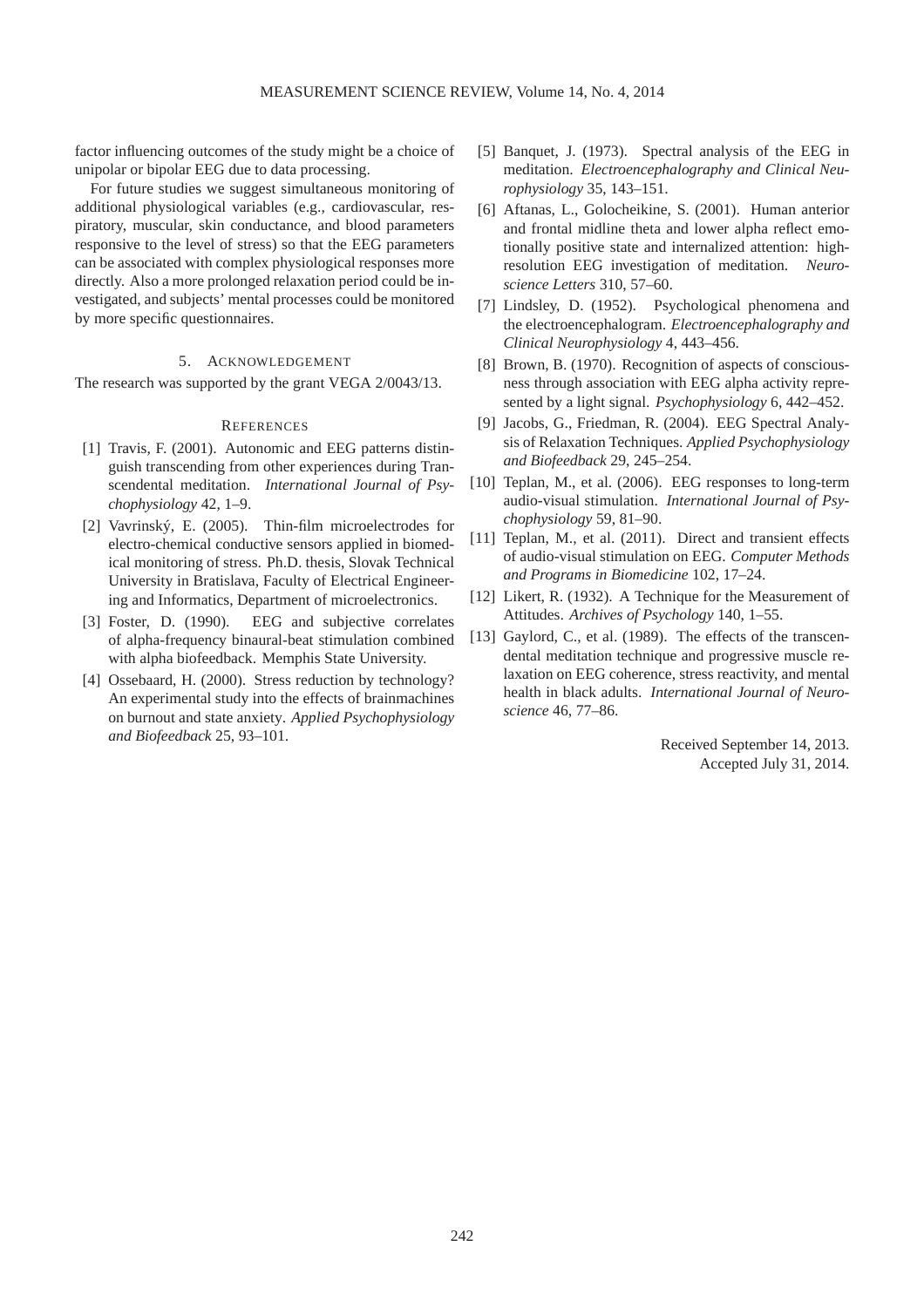factor influencing outcomes of the study might be a choice of unipolar or bipolar EEG due to data processing.

For future studies we suggest simultaneous monitoring of additional physiological variables (e.g., cardiovascular, respiratory, muscular, skin conductance, and blood parameters responsive to the level of stress) so that the EEG parameters can be associated with complex physiological responses more directly. Also a more prolonged relaxation period could be investigated, and subjects' mental processes could be monitored by more specific questionnaires.

## 5. Acknowledgement

The research was supported by the grant VEGA 2/0043/13.

## References

[1] Travis, F. (2001). Autonomic and EEG patterns distinguish transcending from other experiences during Transcendental meditation. *International Journal of Psychophysiology* 42, 1–9.

[2] Vavrinský, E. (2005). Thin-film microelectrodes for electro-chemical conductive sensors applied in biomedical monitoring of stress. Ph.D. thesis, Slovak Technical University in Bratislava, Faculty of Electrical Engineering and Informatics, Department of microelectronics.

[3] Foster, D. (1990). EEG and subjective correlates of alpha-frequency binaural-beat stimulation combined with alpha biofeedback. Memphis State University.

[4] Ossebaard, H. (2000). Stress reduction by technology? An experimental study into the effects of brainmachines on burnout and state anxiety. *Applied Psychophysiology and Biofeedback* 25, 93–101.

[5] Banquet, J. (1973). Spectral analysis of the EEG in meditation. *Electroencephalography and Clinical Neurophysiology* 35, 143–151.

[6] Aftanas, L., Golocheikine, S. (2001). Human anterior and frontal midline theta and lower alpha reflect emotionally positive state and internalized attention: high-resolution EEG investigation of meditation. *Neuroscience Letters* 310, 57–60.

[7] Lindsley, D. (1952). Psychological phenomena and the electroencephalogram. *Electroencephalography and Clinical Neurophysiology* 4, 443–456.

[8] Brown, B. (1970). Recognition of aspects of consciousness through association with EEG alpha activity represented by a light signal. *Psychophysiology* 6, 442–452.

[9] Jacobs, G., Friedman, R. (2004). EEG Spectral Analysis of Relaxation Techniques. *Applied Psychophysiology and Biofeedback* 29, 245–254.

[10] Teplan, M., et al. (2006). EEG responses to long-term audio-visual stimulation. *International Journal of Psychophysiology* 59, 81–90.

[11] Teplan, M., et al. (2011). Direct and transient effects of audio-visual stimulation on EEG. *Computer Methods and Programs in Biomedicine* 102, 17–24.

[12] Likert, R. (1932). A Technique for the Measurement of Attitudes. *Archives of Psychology* 140, 1–55.

[13] Gaylord, C., et al. (1989). The effects of the transcendental meditation technique and progressive muscle relaxation on EEG coherence, stress reactivity, and mental health in black adults. *International Journal of Neuroscience* 46, 77–86.

Received September 14, 2013.
Accepted July 31, 2014.